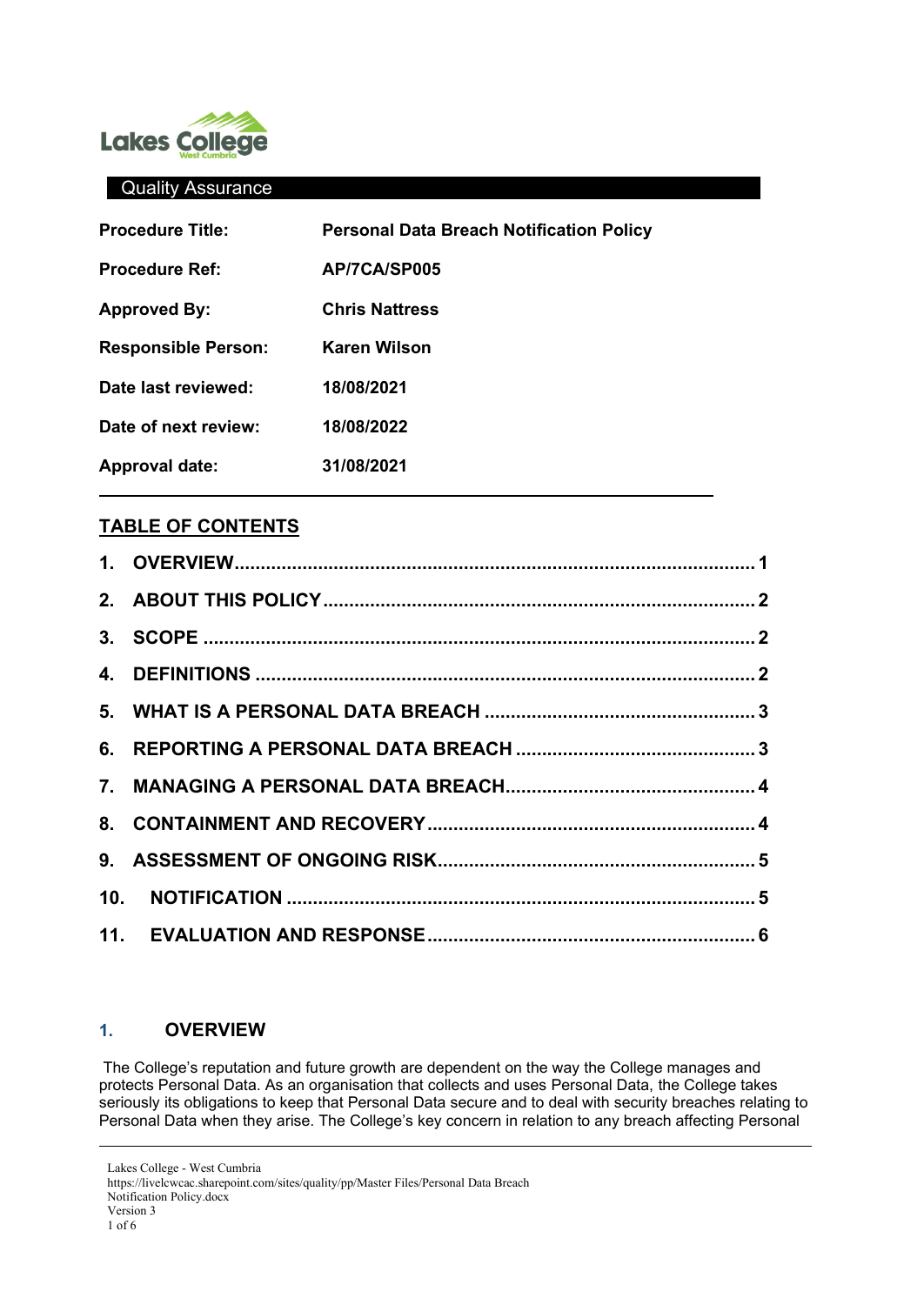Quality Assurance

| | |
|---|---|
| **Procedure Title:** | **Personal Data Breach Notification Policy** |
| **Procedure Ref:** | **AP/7CA/SP005** |
| **Approved By:** | **Chris Nattress** |
| **Responsible Person:** | **Karen Wilson** |
| **Date last reviewed:** | **18/08/2021** |
| **Date of next review:** | **18/08/2022** |
| **Approval date:** | **31/08/2021** |

**TABLE OF CONTENTS**

1. OVERVIEW .......... 1
2. ABOUT THIS POLICY .......... 2
3. SCOPE .......... 2
4. DEFINITIONS .......... 2
5. WHAT IS A PERSONAL DATA BREACH .......... 3
6. REPORTING A PERSONAL DATA BREACH .......... 3
7. MANAGING A PERSONAL DATA BREACH .......... 4
8. CONTAINMENT AND RECOVERY .......... 4
9. ASSESSMENT OF ONGOING RISK .......... 5
10. NOTIFICATION .......... 5
11. EVALUATION AND RESPONSE .......... 6

## 1. OVERVIEW

The College's reputation and future growth are dependent on the way the College manages and protects Personal Data. As an organisation that collects and uses Personal Data, the College takes seriously its obligations to keep that Personal Data secure and to deal with security breaches relating to Personal Data when they arise. The College's key concern in relation to any breach affecting Personal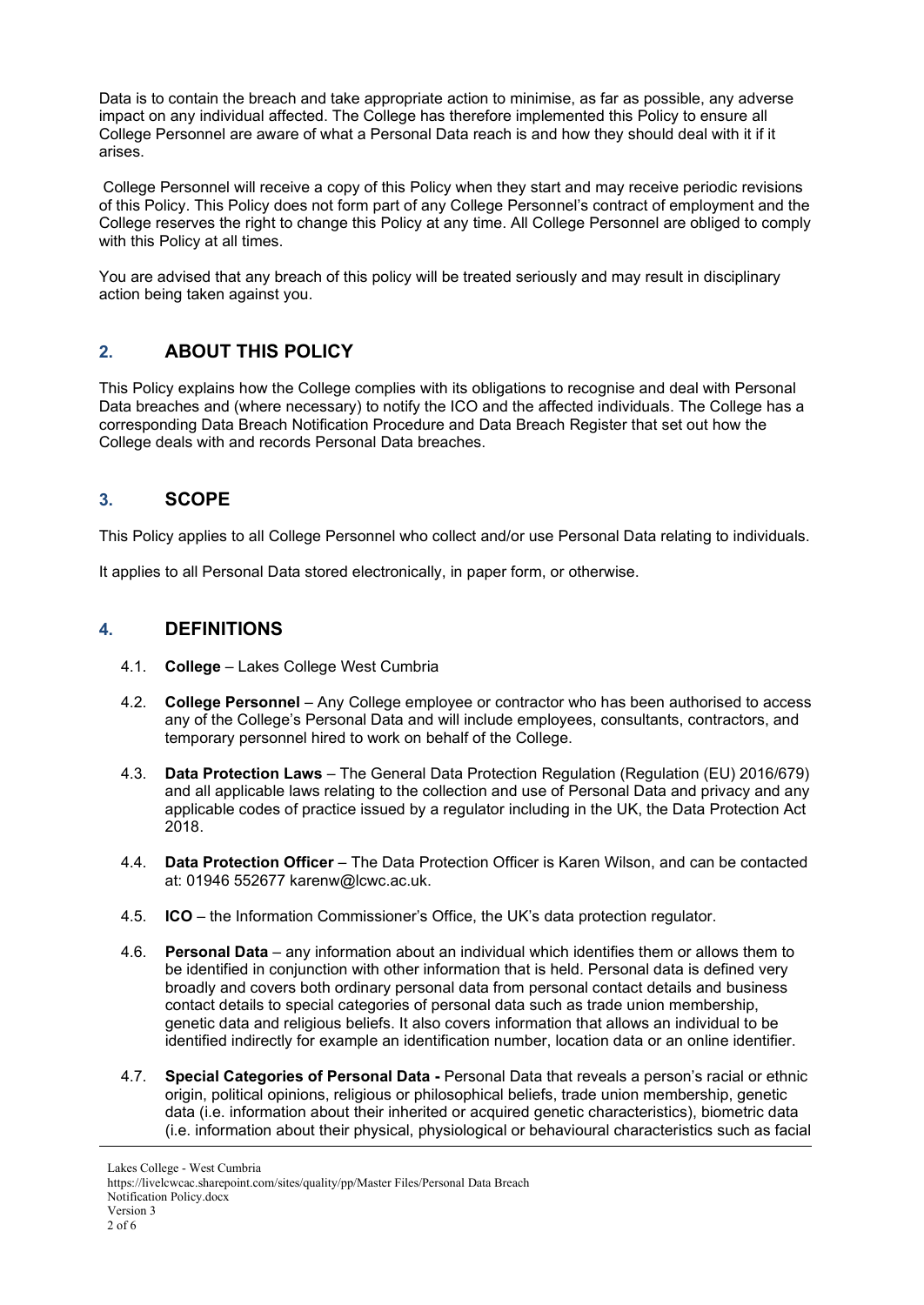Data is to contain the breach and take appropriate action to minimise, as far as possible, any adverse impact on any individual affected. The College has therefore implemented this Policy to ensure all College Personnel are aware of what a Personal Data reach is and how they should deal with it if it arises.

College Personnel will receive a copy of this Policy when they start and may receive periodic revisions of this Policy. This Policy does not form part of any College Personnel's contract of employment and the College reserves the right to change this Policy at any time. All College Personnel are obliged to comply with this Policy at all times.

You are advised that any breach of this policy will be treated seriously and may result in disciplinary action being taken against you.

## 2. ABOUT THIS POLICY

This Policy explains how the College complies with its obligations to recognise and deal with Personal Data breaches and (where necessary) to notify the ICO and the affected individuals. The College has a corresponding Data Breach Notification Procedure and Data Breach Register that set out how the College deals with and records Personal Data breaches.

## 3. SCOPE

This Policy applies to all College Personnel who collect and/or use Personal Data relating to individuals.

It applies to all Personal Data stored electronically, in paper form, or otherwise.

## 4. DEFINITIONS

4.1. **College** – Lakes College West Cumbria

4.2. **College Personnel** – Any College employee or contractor who has been authorised to access any of the College's Personal Data and will include employees, consultants, contractors, and temporary personnel hired to work on behalf of the College.

4.3. **Data Protection Laws** – The General Data Protection Regulation (Regulation (EU) 2016/679) and all applicable laws relating to the collection and use of Personal Data and privacy and any applicable codes of practice issued by a regulator including in the UK, the Data Protection Act 2018.

4.4. **Data Protection Officer** – The Data Protection Officer is Karen Wilson, and can be contacted at: 01946 552677 karenw@lcwc.ac.uk.

4.5. **ICO** – the Information Commissioner's Office, the UK's data protection regulator.

4.6. **Personal Data** – any information about an individual which identifies them or allows them to be identified in conjunction with other information that is held. Personal data is defined very broadly and covers both ordinary personal data from personal contact details and business contact details to special categories of personal data such as trade union membership, genetic data and religious beliefs. It also covers information that allows an individual to be identified indirectly for example an identification number, location data or an online identifier.

4.7. **Special Categories of Personal Data -** Personal Data that reveals a person's racial or ethnic origin, political opinions, religious or philosophical beliefs, trade union membership, genetic data (i.e. information about their inherited or acquired genetic characteristics), biometric data (i.e. information about their physical, physiological or behavioural characteristics such as facial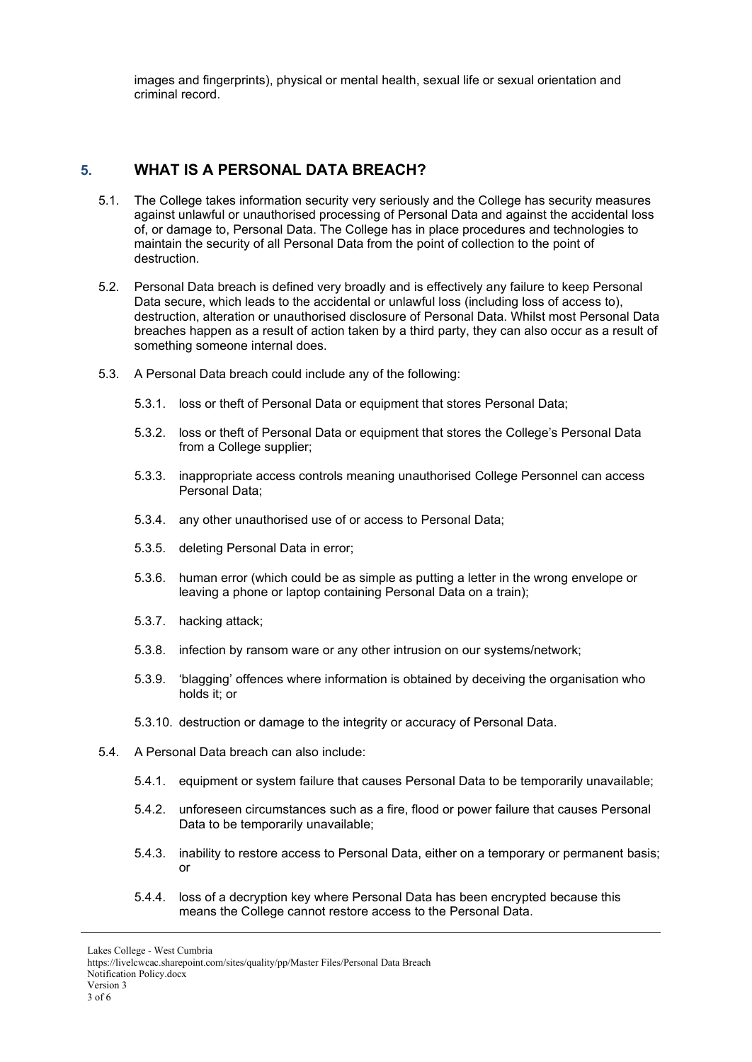images and fingerprints), physical or mental health, sexual life or sexual orientation and criminal record.

## 5. WHAT IS A PERSONAL DATA BREACH?

5.1. The College takes information security very seriously and the College has security measures against unlawful or unauthorised processing of Personal Data and against the accidental loss of, or damage to, Personal Data. The College has in place procedures and technologies to maintain the security of all Personal Data from the point of collection to the point of destruction.

5.2. Personal Data breach is defined very broadly and is effectively any failure to keep Personal Data secure, which leads to the accidental or unlawful loss (including loss of access to), destruction, alteration or unauthorised disclosure of Personal Data. Whilst most Personal Data breaches happen as a result of action taken by a third party, they can also occur as a result of something someone internal does.

5.3. A Personal Data breach could include any of the following:

5.3.1. loss or theft of Personal Data or equipment that stores Personal Data;

5.3.2. loss or theft of Personal Data or equipment that stores the College's Personal Data from a College supplier;

5.3.3. inappropriate access controls meaning unauthorised College Personnel can access Personal Data;

5.3.4. any other unauthorised use of or access to Personal Data;

5.3.5. deleting Personal Data in error;

5.3.6. human error (which could be as simple as putting a letter in the wrong envelope or leaving a phone or laptop containing Personal Data on a train);

5.3.7. hacking attack;

5.3.8. infection by ransom ware or any other intrusion on our systems/network;

5.3.9. 'blagging' offences where information is obtained by deceiving the organisation who holds it; or

5.3.10. destruction or damage to the integrity or accuracy of Personal Data.

5.4. A Personal Data breach can also include:

5.4.1. equipment or system failure that causes Personal Data to be temporarily unavailable;

5.4.2. unforeseen circumstances such as a fire, flood or power failure that causes Personal Data to be temporarily unavailable;

5.4.3. inability to restore access to Personal Data, either on a temporary or permanent basis; or

5.4.4. loss of a decryption key where Personal Data has been encrypted because this means the College cannot restore access to the Personal Data.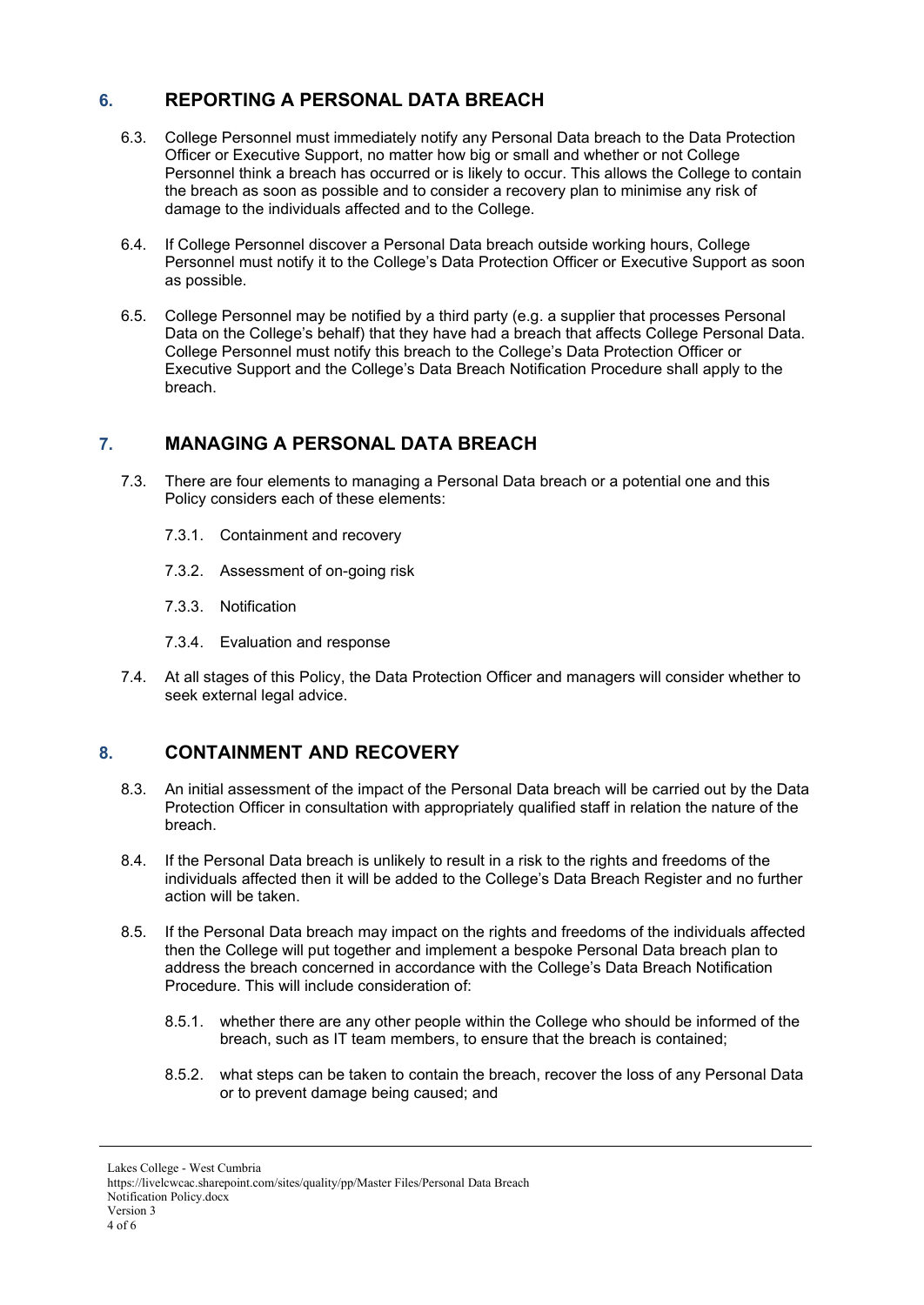## 6. REPORTING A PERSONAL DATA BREACH

6.3. College Personnel must immediately notify any Personal Data breach to the Data Protection Officer or Executive Support, no matter how big or small and whether or not College Personnel think a breach has occurred or is likely to occur. This allows the College to contain the breach as soon as possible and to consider a recovery plan to minimise any risk of damage to the individuals affected and to the College.

6.4. If College Personnel discover a Personal Data breach outside working hours, College Personnel must notify it to the College's Data Protection Officer or Executive Support as soon as possible.

6.5. College Personnel may be notified by a third party (e.g. a supplier that processes Personal Data on the College's behalf) that they have had a breach that affects College Personal Data. College Personnel must notify this breach to the College's Data Protection Officer or Executive Support and the College's Data Breach Notification Procedure shall apply to the breach.

## 7. MANAGING A PERSONAL DATA BREACH

7.3. There are four elements to managing a Personal Data breach or a potential one and this Policy considers each of these elements:

7.3.1. Containment and recovery

7.3.2. Assessment of on-going risk

7.3.3. Notification

7.3.4. Evaluation and response

7.4. At all stages of this Policy, the Data Protection Officer and managers will consider whether to seek external legal advice.

## 8. CONTAINMENT AND RECOVERY

8.3. An initial assessment of the impact of the Personal Data breach will be carried out by the Data Protection Officer in consultation with appropriately qualified staff in relation the nature of the breach.

8.4. If the Personal Data breach is unlikely to result in a risk to the rights and freedoms of the individuals affected then it will be added to the College's Data Breach Register and no further action will be taken.

8.5. If the Personal Data breach may impact on the rights and freedoms of the individuals affected then the College will put together and implement a bespoke Personal Data breach plan to address the breach concerned in accordance with the College's Data Breach Notification Procedure. This will include consideration of:

8.5.1. whether there are any other people within the College who should be informed of the breach, such as IT team members, to ensure that the breach is contained;

8.5.2. what steps can be taken to contain the breach, recover the loss of any Personal Data or to prevent damage being caused; and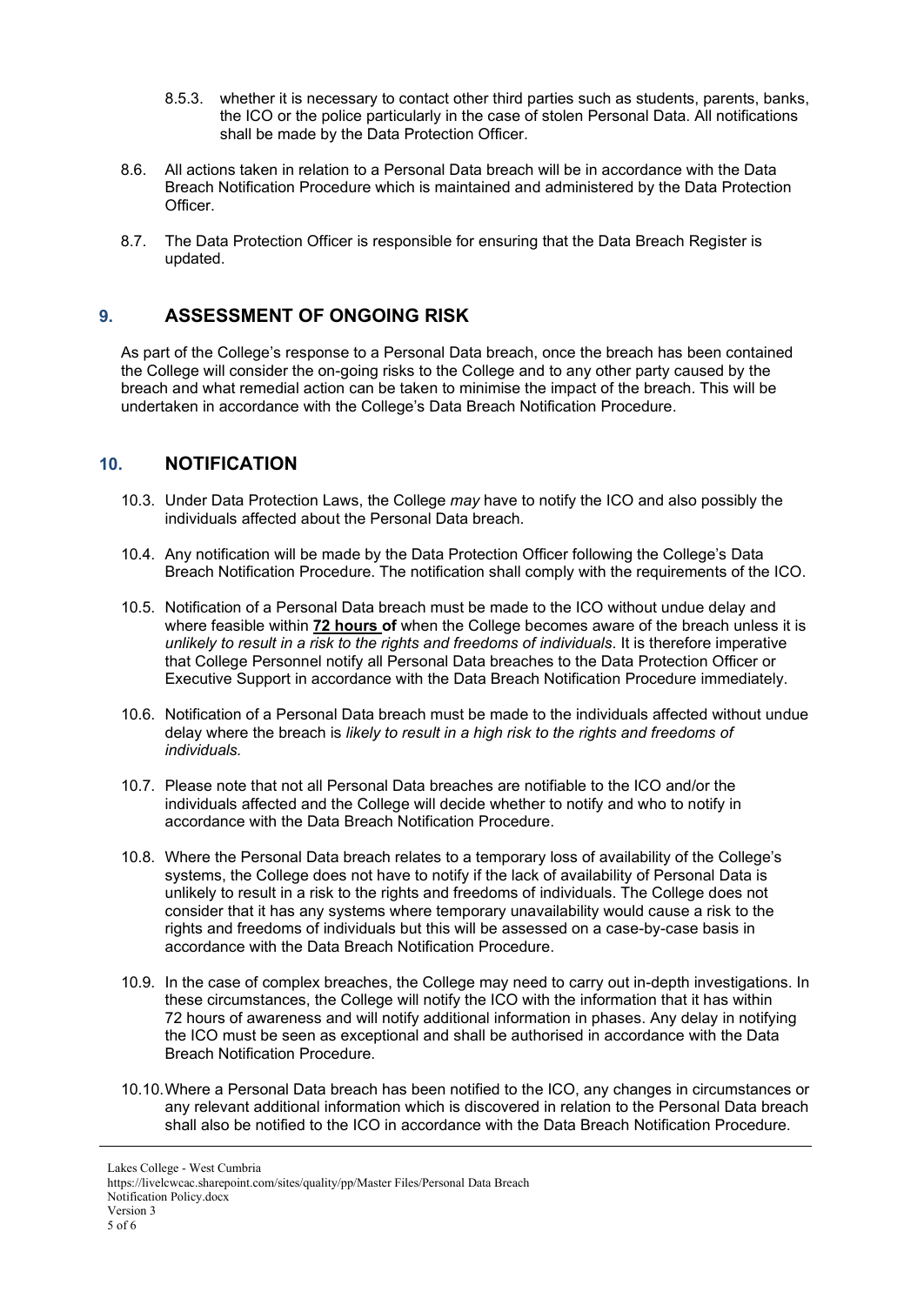8.5.3. whether it is necessary to contact other third parties such as students, parents, banks, the ICO or the police particularly in the case of stolen Personal Data. All notifications shall be made by the Data Protection Officer.

8.6. All actions taken in relation to a Personal Data breach will be in accordance with the Data Breach Notification Procedure which is maintained and administered by the Data Protection Officer.

8.7. The Data Protection Officer is responsible for ensuring that the Data Breach Register is updated.

## 9. ASSESSMENT OF ONGOING RISK

As part of the College's response to a Personal Data breach, once the breach has been contained the College will consider the on-going risks to the College and to any other party caused by the breach and what remedial action can be taken to minimise the impact of the breach. This will be undertaken in accordance with the College's Data Breach Notification Procedure.

## 10. NOTIFICATION

10.3. Under Data Protection Laws, the College *may* have to notify the ICO and also possibly the individuals affected about the Personal Data breach.

10.4. Any notification will be made by the Data Protection Officer following the College's Data Breach Notification Procedure. The notification shall comply with the requirements of the ICO.

10.5. Notification of a Personal Data breach must be made to the ICO without undue delay and where feasible within **72 hours of** when the College becomes aware of the breach unless it is *unlikely to result in a risk to the rights and freedoms of individuals*. It is therefore imperative that College Personnel notify all Personal Data breaches to the Data Protection Officer or Executive Support in accordance with the Data Breach Notification Procedure immediately.

10.6. Notification of a Personal Data breach must be made to the individuals affected without undue delay where the breach is *likely to result in a high risk to the rights and freedoms of individuals.*

10.7. Please note that not all Personal Data breaches are notifiable to the ICO and/or the individuals affected and the College will decide whether to notify and who to notify in accordance with the Data Breach Notification Procedure.

10.8. Where the Personal Data breach relates to a temporary loss of availability of the College's systems, the College does not have to notify if the lack of availability of Personal Data is unlikely to result in a risk to the rights and freedoms of individuals. The College does not consider that it has any systems where temporary unavailability would cause a risk to the rights and freedoms of individuals but this will be assessed on a case-by-case basis in accordance with the Data Breach Notification Procedure.

10.9. In the case of complex breaches, the College may need to carry out in-depth investigations. In these circumstances, the College will notify the ICO with the information that it has within 72 hours of awareness and will notify additional information in phases. Any delay in notifying the ICO must be seen as exceptional and shall be authorised in accordance with the Data Breach Notification Procedure.

10.10. Where a Personal Data breach has been notified to the ICO, any changes in circumstances or any relevant additional information which is discovered in relation to the Personal Data breach shall also be notified to the ICO in accordance with the Data Breach Notification Procedure.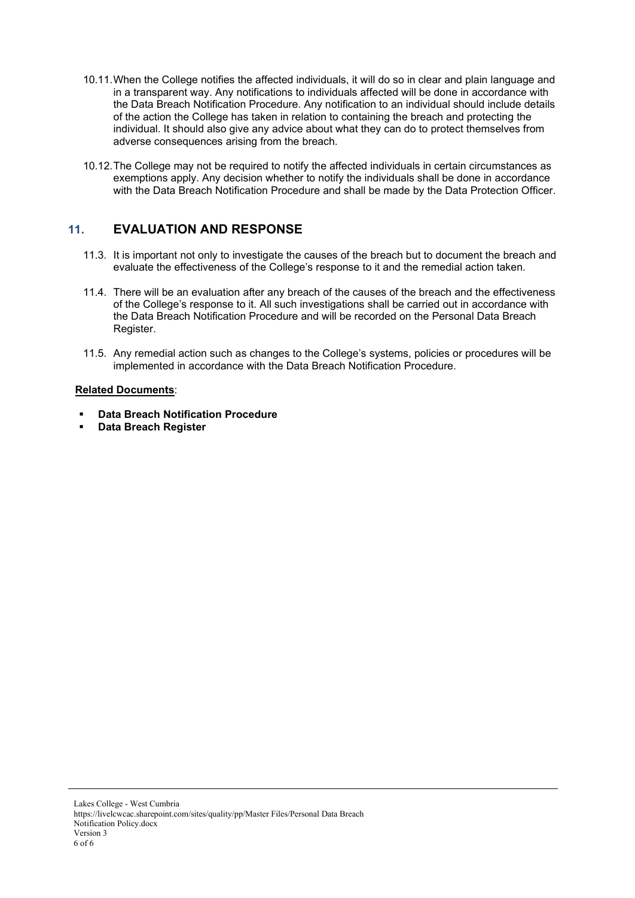10.11. When the College notifies the affected individuals, it will do so in clear and plain language and in a transparent way. Any notifications to individuals affected will be done in accordance with the Data Breach Notification Procedure. Any notification to an individual should include details of the action the College has taken in relation to containing the breach and protecting the individual. It should also give any advice about what they can do to protect themselves from adverse consequences arising from the breach.

10.12. The College may not be required to notify the affected individuals in certain circumstances as exemptions apply. Any decision whether to notify the individuals shall be done in accordance with the Data Breach Notification Procedure and shall be made by the Data Protection Officer.

## 11. EVALUATION AND RESPONSE

11.3. It is important not only to investigate the causes of the breach but to document the breach and evaluate the effectiveness of the College's response to it and the remedial action taken.

11.4. There will be an evaluation after any breach of the causes of the breach and the effectiveness of the College's response to it. All such investigations shall be carried out in accordance with the Data Breach Notification Procedure and will be recorded on the Personal Data Breach Register.

11.5. Any remedial action such as changes to the College's systems, policies or procedures will be implemented in accordance with the Data Breach Notification Procedure.

**Related Documents**:

- **Data Breach Notification Procedure**
- **Data Breach Register**